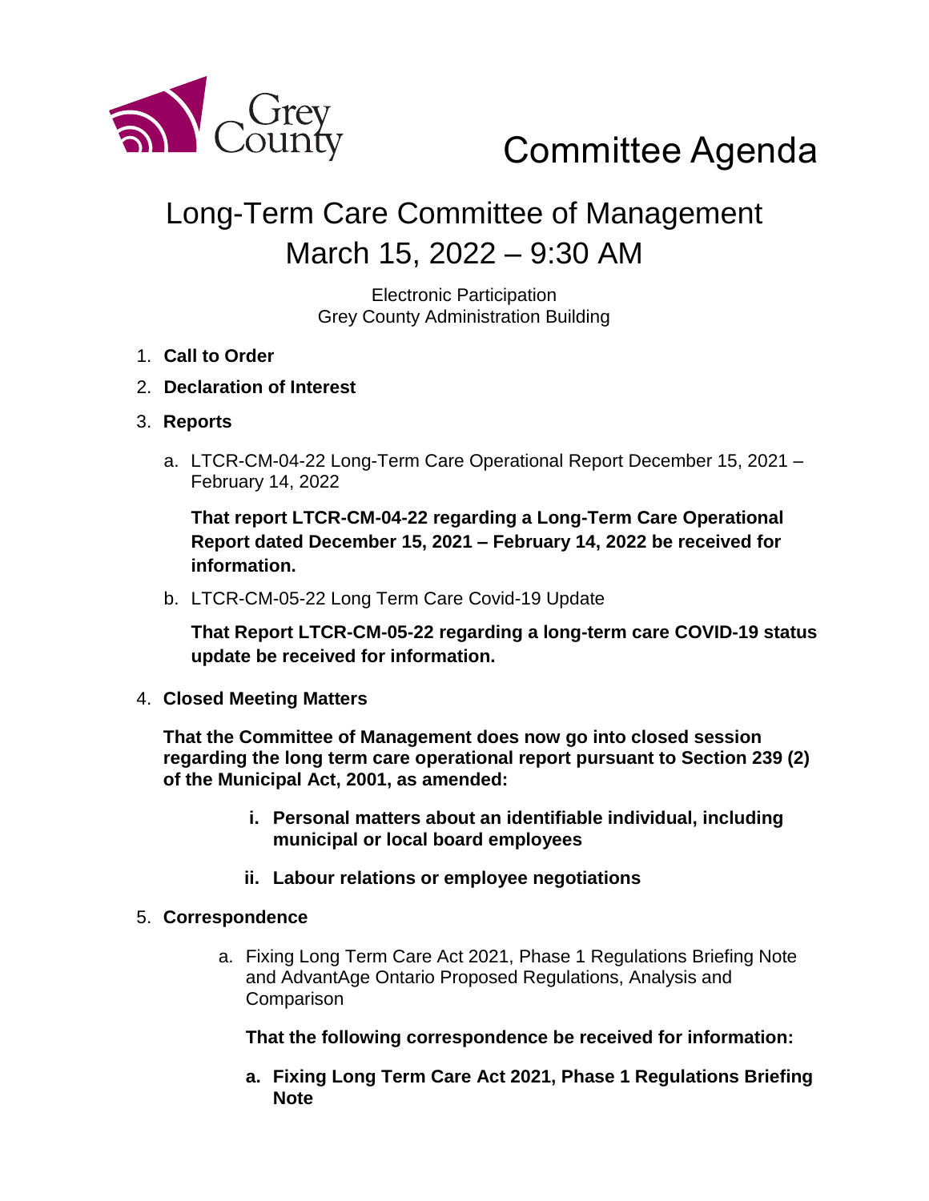Grey County

# Committee Agenda

## Long-Term Care Committee of Management
## March 15, 2022 – 9:30 AM

Electronic Participation
Grey County Administration Building

1. **Call to Order**
2. **Declaration of Interest**
3. **Reports**

   a. LTCR-CM-04-22 Long-Term Care Operational Report December 15, 2021 – February 14, 2022

   **That report LTCR-CM-04-22 regarding a Long-Term Care Operational Report dated December 15, 2021 – February 14, 2022 be received for information.**

   b. LTCR-CM-05-22 Long Term Care Covid-19 Update

   **That Report LTCR-CM-05-22 regarding a long-term care COVID-19 status update be received for information.**

4. **Closed Meeting Matters**

   **That the Committee of Management does now go into closed session regarding the long term care operational report pursuant to Section 239 (2) of the Municipal Act, 2001, as amended:**

   **i. Personal matters about an identifiable individual, including municipal or local board employees**

   **ii. Labour relations or employee negotiations**

5. **Correspondence**

   a. Fixing Long Term Care Act 2021, Phase 1 Regulations Briefing Note and AdvantAge Ontario Proposed Regulations, Analysis and Comparison

   **That the following correspondence be received for information:**

   **a. Fixing Long Term Care Act 2021, Phase 1 Regulations Briefing Note**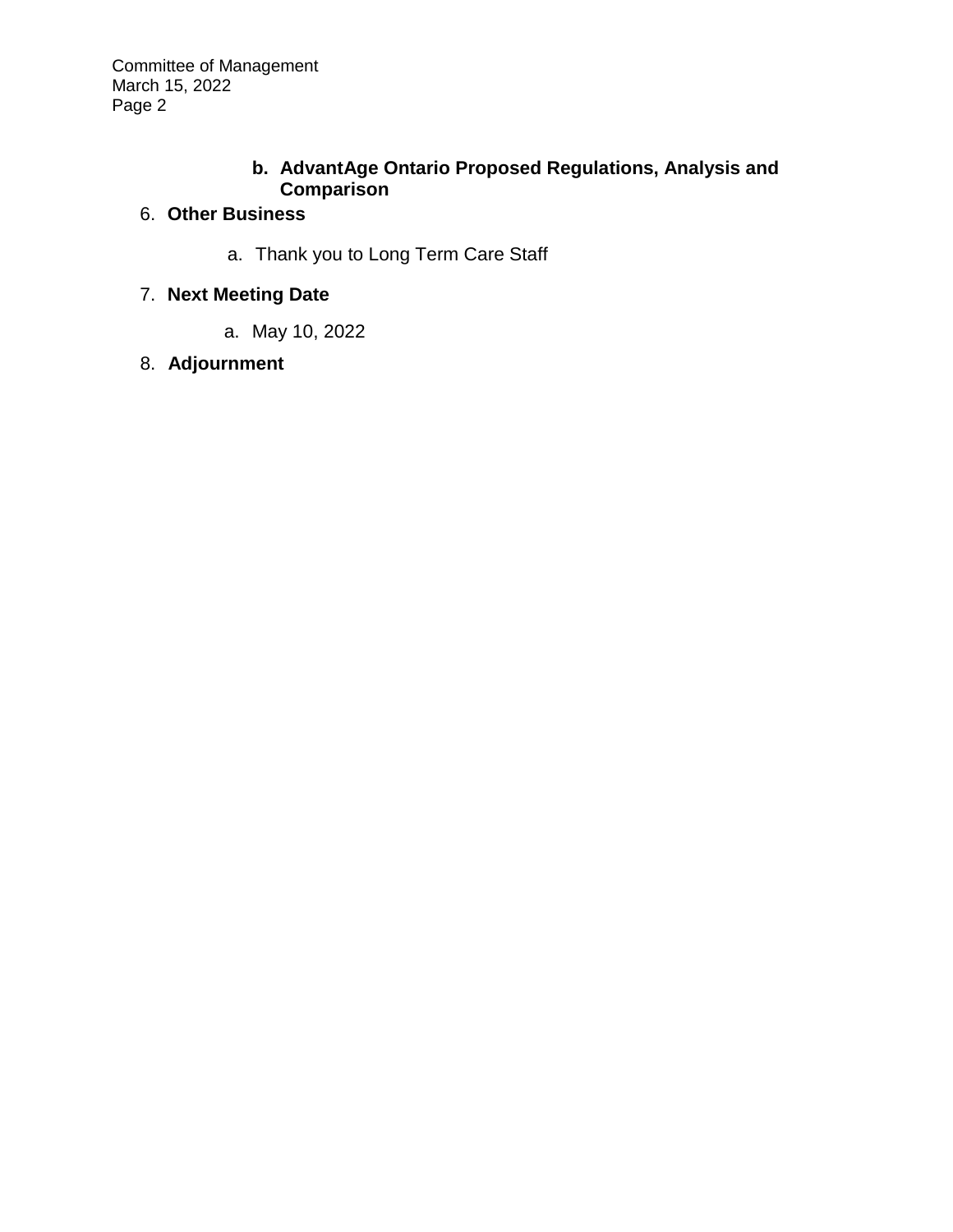b. **AdvantAge Ontario Proposed Regulations, Analysis and Comparison**

6. **Other Business**

    a. Thank you to Long Term Care Staff

7. **Next Meeting Date**

    a. May 10, 2022

8. **Adjournment**